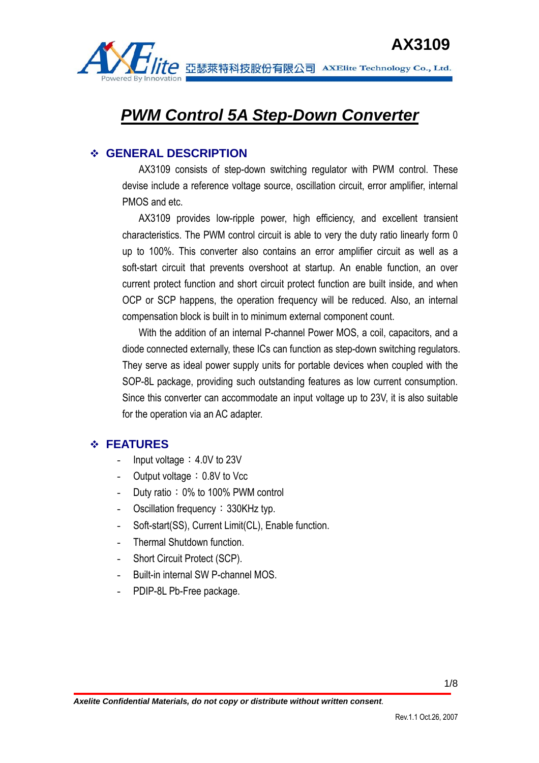# AX3109

亞瑟萊特科技股份有限公司 AXElite Technology Co., Ltd.

## ***PWM Control 5A Step-Down Converter***

### ❖ GENERAL DESCRIPTION

AX3109 consists of step-down switching regulator with PWM control. These devise include a reference voltage source, oscillation circuit, error amplifier, internal PMOS and etc.

AX3109 provides low-ripple power, high efficiency, and excellent transient characteristics. The PWM control circuit is able to very the duty ratio linearly form 0 up to 100%. This converter also contains an error amplifier circuit as well as a soft-start circuit that prevents overshoot at startup. An enable function, an over current protect function and short circuit protect function are built inside, and when OCP or SCP happens, the operation frequency will be reduced. Also, an internal compensation block is built in to minimum external component count.

With the addition of an internal P-channel Power MOS, a coil, capacitors, and a diode connected externally, these ICs can function as step-down switching regulators. They serve as ideal power supply units for portable devices when coupled with the SOP-8L package, providing such outstanding features as low current consumption. Since this converter can accommodate an input voltage up to 23V, it is also suitable for the operation via an AC adapter.

### ❖ FEATURES

- Input voltage：4.0V to 23V
- Output voltage：0.8V to Vcc
- Duty ratio：0% to 100% PWM control
- Oscillation frequency：330KHz typ.
- Soft-start(SS), Current Limit(CL), Enable function.
- Thermal Shutdown function.
- Short Circuit Protect (SCP).
- Built-in internal SW P-channel MOS.
- PDIP-8L Pb-Free package.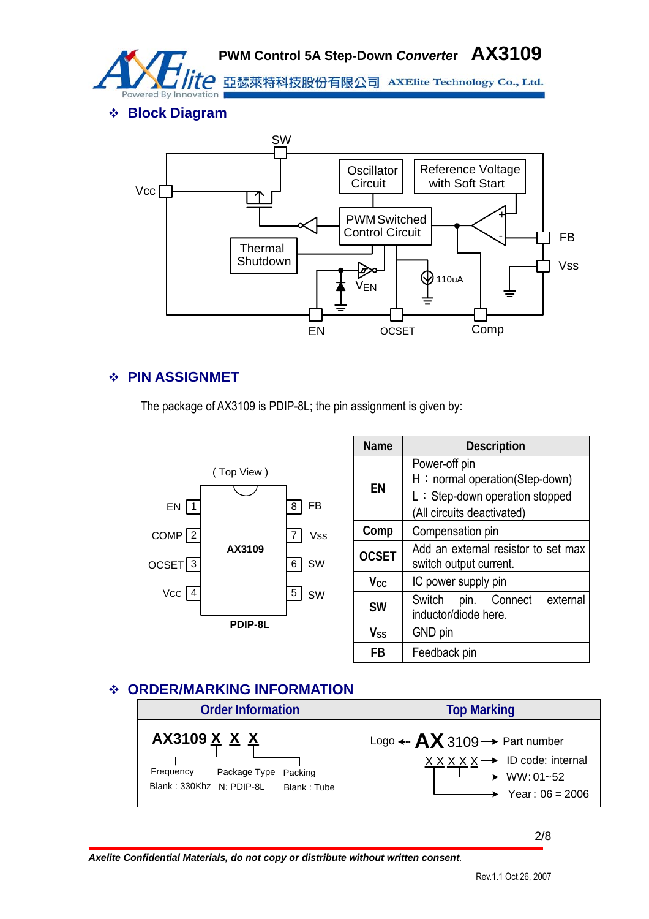## ❖ Block Diagram

## ❖ PIN ASSIGNMET

The package of AX3109 is PDIP-8L; the pin assignment is given by:

| Name | Description |
|---|---|
| EN | Power-off pin<br>H：normal operation(Step-down)<br>L：Step-down operation stopped<br>(All circuits deactivated) |
| Comp | Compensation pin |
| OCSET | Add an external resistor to set max switch output current. |
| $V_{CC}$ | IC power supply pin |
| SW | Switch pin. Connect external inductor/diode here. |
| $V_{SS}$ | GND pin |
| FB | Feedback pin |

## ❖ ORDER/MARKING INFORMATION

| Order Information | Top Marking |
|---|---|
| AX3109 X X X<br>Frequency: Blank : 330Khz<br>Package Type: N: PDIP-8L<br>Packing: Blank : Tube | Logo ← AX 3109 → Part number<br>X X X X X → ID code: internal<br>WW: 01~52<br>Year : 06 = 2006 |

*Axelite Confidential Materials, do not copy or distribute without written consent.*

Rev.1.1 Oct.26, 2007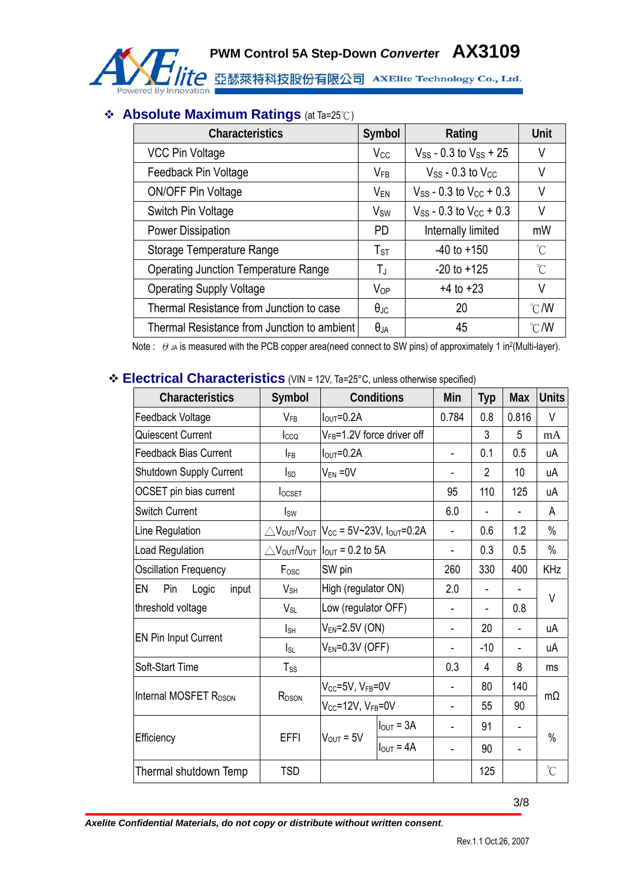## ❖ Absolute Maximum Ratings (at Ta=25℃)

| Characteristics | Symbol | Rating | Unit |
|---|---|---|---|
| VCC Pin Voltage | $V_{CC}$ | $V_{SS}$ - 0.3 to $V_{SS}$ + 25 | V |
| Feedback Pin Voltage | $V_{FB}$ | $V_{SS}$ - 0.3 to $V_{CC}$ | V |
| ON/OFF Pin Voltage | $V_{EN}$ | $V_{SS}$ - 0.3 to $V_{CC}$ + 0.3 | V |
| Switch Pin Voltage | $V_{SW}$ | $V_{SS}$ - 0.3 to $V_{CC}$ + 0.3 | V |
| Power Dissipation | PD | Internally limited | mW |
| Storage Temperature Range | $T_{ST}$ | -40 to +150 | ℃ |
| Operating Junction Temperature Range | $T_J$ | -20 to +125 | ℃ |
| Operating Supply Voltage | $V_{OP}$ | +4 to +23 | V |
| Thermal Resistance from Junction to case | $\theta_{JC}$ | 20 | ℃/W |
| Thermal Resistance from Junction to ambient | $\theta_{JA}$ | 45 | ℃/W |

Note : $\theta_{JA}$ is measured with the PCB copper area(need connect to SW pins) of approximately 1 in$^2$(Multi-layer).

## ❖ Electrical Characteristics (VIN = 12V, Ta=25°C, unless otherwise specified)

| Characteristics | Symbol | Conditions | | Min | Typ | Max | Units |
|---|---|---|---|---|---|---|---|
| Feedback Voltage | $V_{FB}$ | $I_{OUT}$=0.2A | | 0.784 | 0.8 | 0.816 | V |
| Quiescent Current | $I_{CCQ}$ | $V_{FB}$=1.2V force driver off | | | 3 | 5 | mA |
| Feedback Bias Current | $I_{FB}$ | $I_{OUT}$=0.2A | | - | 0.1 | 0.5 | uA |
| Shutdown Supply Current | $I_{SD}$ | $V_{EN}$ =0V | | - | 2 | 10 | uA |
| OCSET pin bias current | $I_{OCSET}$ | | | 95 | 110 | 125 | uA |
| Switch Current | $I_{SW}$ | | | 6.0 | - | - | A |
| Line Regulation | $\triangle V_{OUT}/V_{OUT}$ | $V_{CC}$ = 5V~23V, $I_{OUT}$=0.2A | | - | 0.6 | 1.2 | % |
| Load Regulation | $\triangle V_{OUT}/V_{OUT}$ | $I_{OUT}$ = 0.2 to 5A | | - | 0.3 | 0.5 | % |
| Oscillation Frequency | $F_{OSC}$ | SW pin | | 260 | 330 | 400 | KHz |
| EN Pin Logic input threshold voltage | $V_{SH}$ | High (regulator ON) | | 2.0 | - | - | V |
| | $V_{SL}$ | Low (regulator OFF) | | - | - | 0.8 | |
| EN Pin Input Current | $I_{SH}$ | $V_{EN}$=2.5V (ON) | | - | 20 | - | uA |
| | $I_{SL}$ | $V_{EN}$=0.3V (OFF) | | - | -10 | - | uA |
| Soft-Start Time | $T_{SS}$ | | | 0.3 | 4 | 8 | ms |
| Internal MOSFET $R_{DSON}$ | $R_{DSON}$ | $V_{CC}$=5V, $V_{FB}$=0V | | - | 80 | 140 | mΩ |
| | | $V_{CC}$=12V, $V_{FB}$=0V | | - | 55 | 90 | |
| Efficiency | EFFI | $V_{OUT}$ = 5V | $I_{OUT}$ = 3A | - | 91 | - | % |
| | | | $I_{OUT}$ = 4A | - | 90 | - | |
| Thermal shutdown Temp | TSD | | | | 125 | | ℃ |

*Axelite Confidential Materials, do not copy or distribute without written consent.*

Rev.1.1 Oct.26, 2007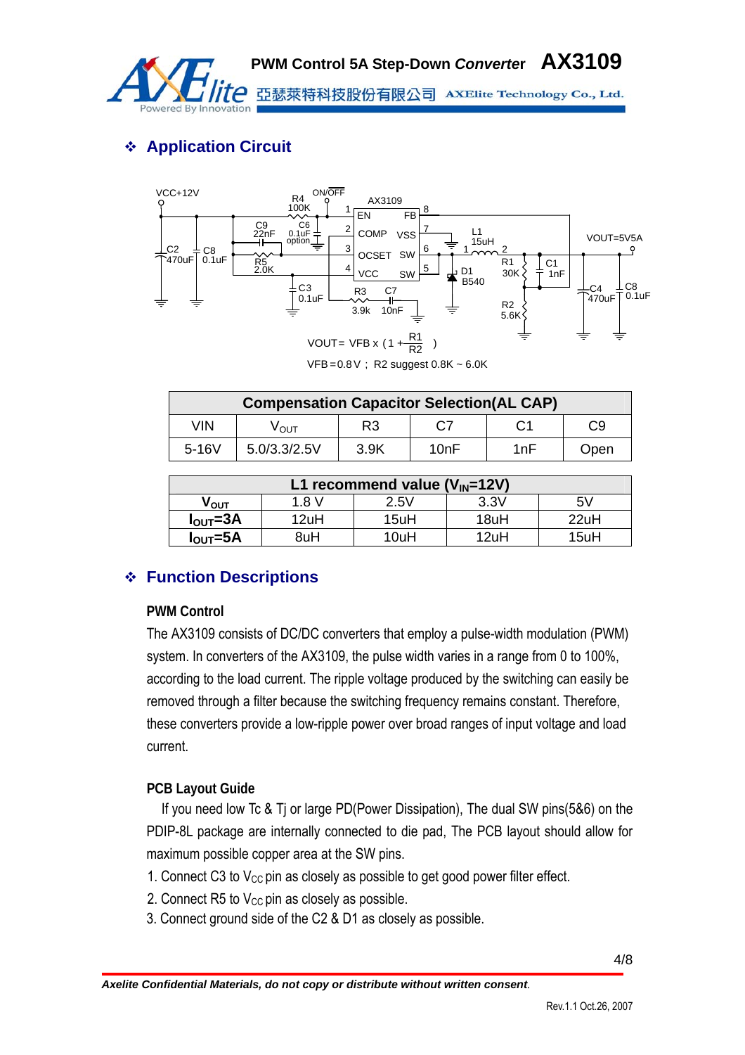## ❖ Application Circuit

$$V_{OUT} = V_{FB} \times \left(1 + \frac{R1}{R2}\right)$$

VFB = 0.8V ; R2 suggest 0.8K ~ 6.0K

| Compensation Capacitor Selection(AL CAP) | | | | | |
|---|---|---|---|---|---|
| VIN | $V_{OUT}$ | R3 | C7 | C1 | C9 |
| 5-16V | 5.0/3.3/2.5V | 3.9K | 10nF | 1nF | Open |

| L1 recommend value ($V_{IN}$=12V) | | | | |
|---|---|---|---|---|
| $V_{OUT}$ | 1.8 V | 2.5V | 3.3V | 5V |
| $I_{OUT}$=3A | 12uH | 15uH | 18uH | 22uH |
| $I_{OUT}$=5A | 8uH | 10uH | 12uH | 15uH |

## ❖ Function Descriptions

### PWM Control

The AX3109 consists of DC/DC converters that employ a pulse-width modulation (PWM) system. In converters of the AX3109, the pulse width varies in a range from 0 to 100%, according to the load current. The ripple voltage produced by the switching can easily be removed through a filter because the switching frequency remains constant. Therefore, these converters provide a low-ripple power over broad ranges of input voltage and load current.

### PCB Layout Guide

If you need low Tc & Tj or large PD(Power Dissipation), The dual SW pins(5&6) on the PDIP-8L package are internally connected to die pad, The PCB layout should allow for maximum possible copper area at the SW pins.

1. Connect C3 to $V_{CC}$ pin as closely as possible to get good power filter effect.
2. Connect R5 to $V_{CC}$ pin as closely as possible.
3. Connect ground side of the C2 & D1 as closely as possible.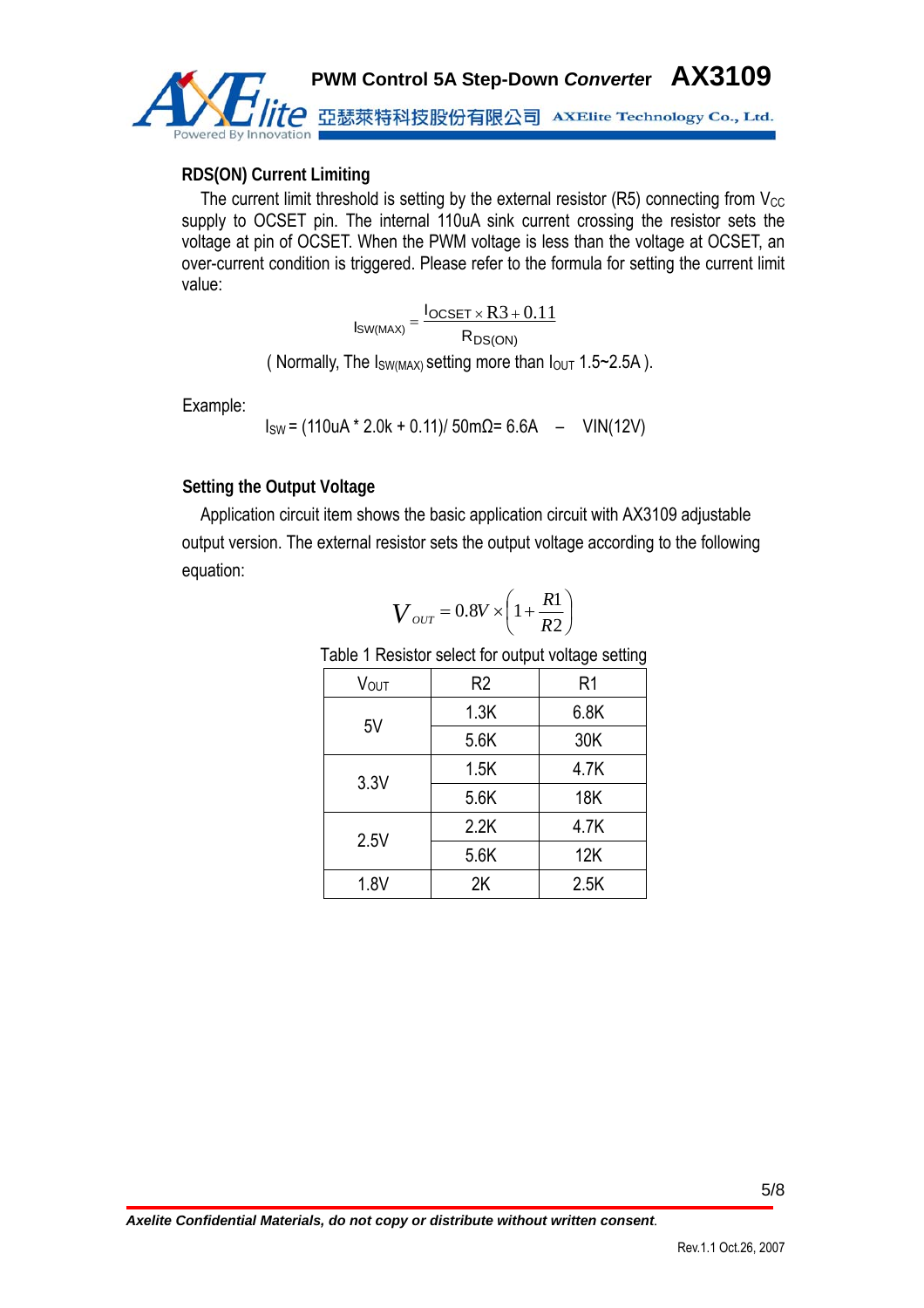## RDS(ON) Current Limiting

The current limit threshold is setting by the external resistor (R5) connecting from $V_{CC}$ supply to OCSET pin. The internal 110uA sink current crossing the resistor sets the voltage at pin of OCSET. When the PWM voltage is less than the voltage at OCSET, an over-current condition is triggered. Please refer to the formula for setting the current limit value:

$$I_{SW(MAX)} = \frac{I_{OCSET} \times R3 + 0.11}{R_{DS(ON)}}$$

( Normally, The $I_{SW(MAX)}$ setting more than $I_{OUT}$ 1.5~2.5A ).

Example:

$I_{SW}$ = (110uA * 2.0k + 0.11)/ 50mΩ= 6.6A – VIN(12V)

## Setting the Output Voltage

Application circuit item shows the basic application circuit with AX3109 adjustable output version. The external resistor sets the output voltage according to the following equation:

$$V_{OUT} = 0.8V \times \left(1 + \frac{R1}{R2}\right)$$

Table 1 Resistor select for output voltage setting

| $V_{OUT}$ | R2 | R1 |
|---|---|---|
| 5V | 1.3K | 6.8K |
| | 5.6K | 30K |
| 3.3V | 1.5K | 4.7K |
| | 5.6K | 18K |
| 2.5V | 2.2K | 4.7K |
| | 5.6K | 12K |
| 1.8V | 2K | 2.5K |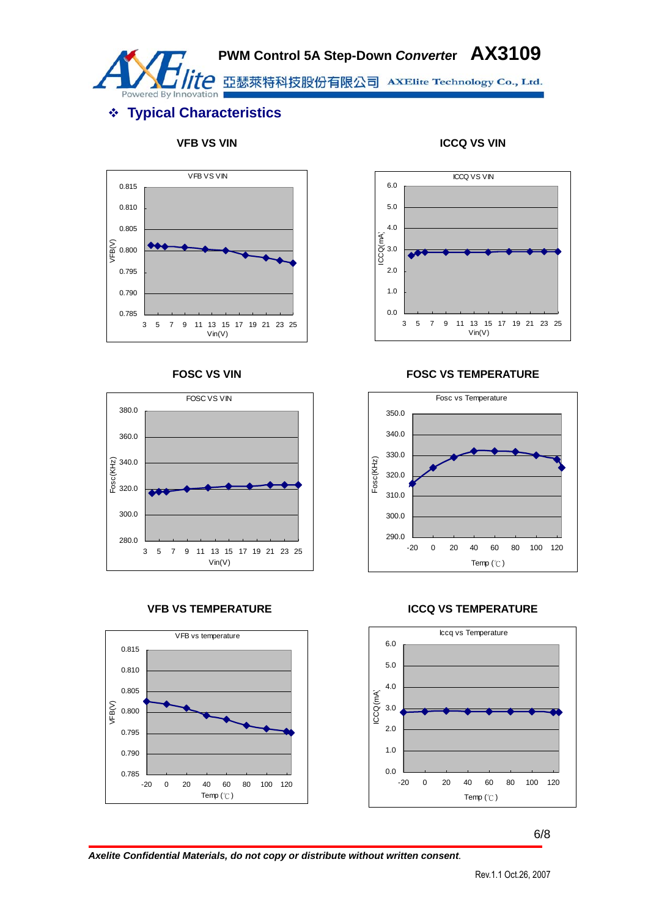## ❖ Typical Characteristics

**VFB VS VIN**

**ICCQ VS VIN**

**FOSC VS VIN**

**FOSC VS TEMPERATURE**

**VFB VS TEMPERATURE**

**ICCQ VS TEMPERATURE**

*Axelite Confidential Materials, do not copy or distribute without written consent.*

Rev.1.1 Oct.26, 2007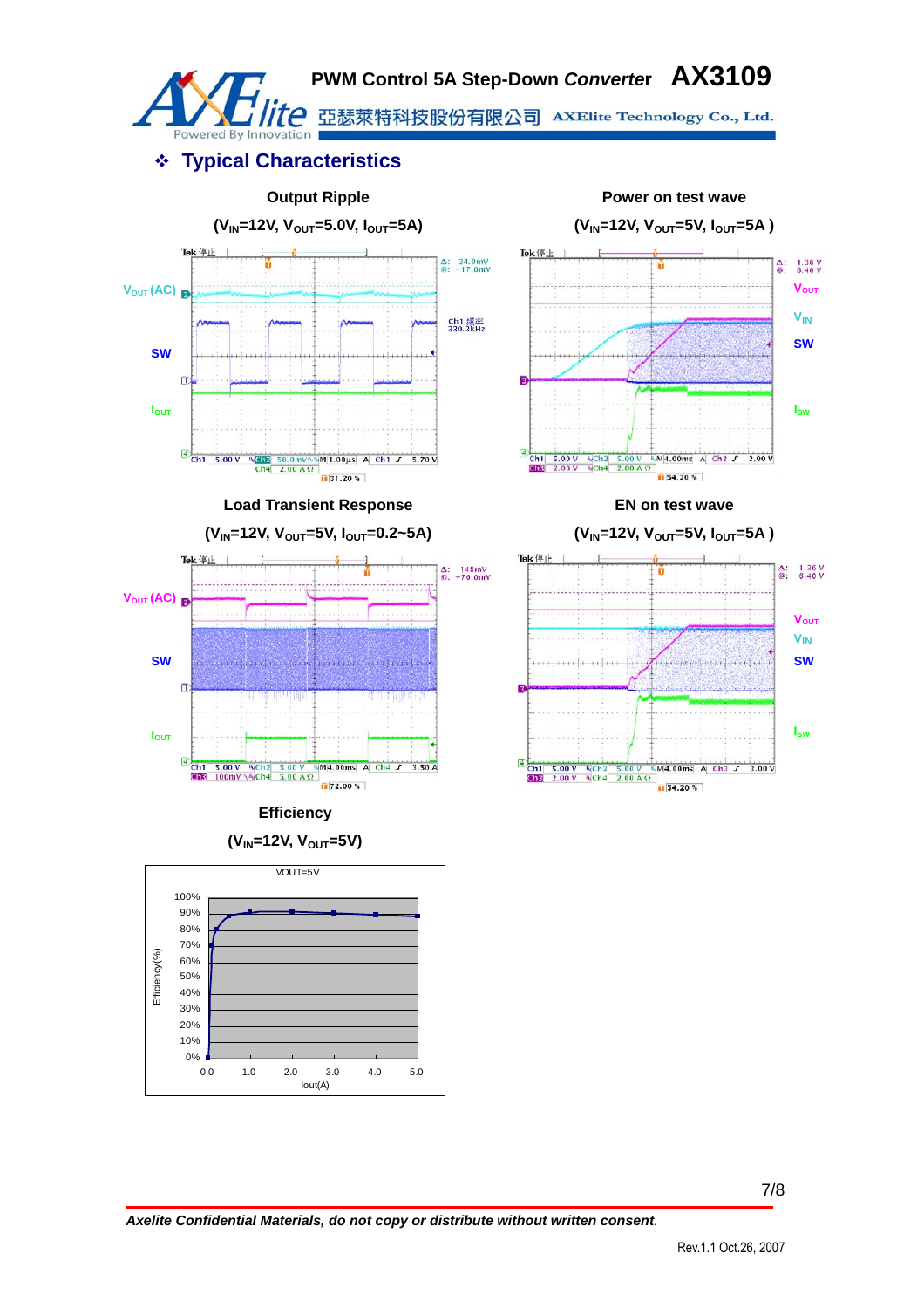## ❖ Typical Characteristics

**Output Ripple**

**($V_{IN}$=12V, $V_{OUT}$=5.0V, $I_{OUT}$=5A)**

$V_{OUT}$ (AC)

SW

$I_{OUT}$

**Power on test wave**

**($V_{IN}$=12V, $V_{OUT}$=5V, $I_{OUT}$=5A )**

$V_{OUT}$

$V_{IN}$

SW

$I_{SW}$

**Load Transient Response**

**($V_{IN}$=12V, $V_{OUT}$=5V, $I_{OUT}$=0.2~5A)**

$V_{OUT}$ (AC)

SW

$I_{OUT}$

**EN on test wave**

**($V_{IN}$=12V, $V_{OUT}$=5V, $I_{OUT}$=5A )**

$V_{OUT}$

$V_{IN}$

SW

$I_{SW}$

**Efficiency**

**($V_{IN}$=12V, $V_{OUT}$=5V)**

VOUT=5V

Efficiency(%)

Iout(A)

*Axelite Confidential Materials, do not copy or distribute without written consent.*

Rev.1.1 Oct.26, 2007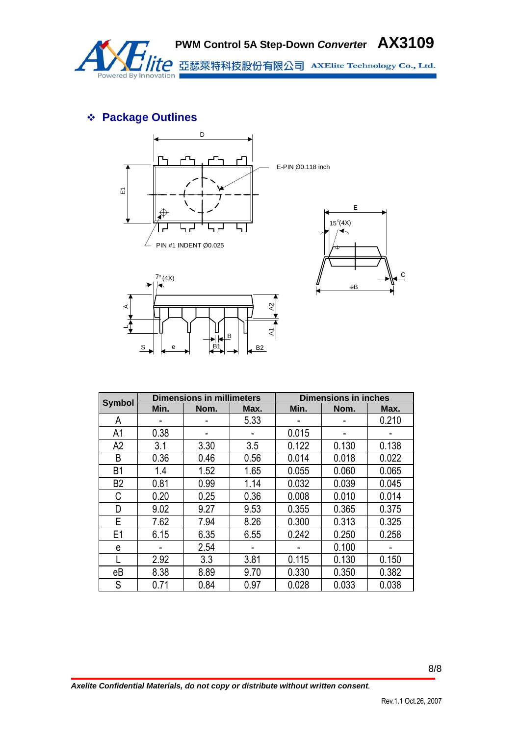## ❖ Package Outlines

D

E-PIN Ø0.118 inch

E1

PIN #1 INDENT Ø0.025

E

15°(4X)

C

eB

7°(4X)

A

L

A2

A1

S

e

B

B1

B2

| Symbol | Dimensions in millimeters | | | Dimensions in inches | | |
|---|---|---|---|---|---|---|
| | Min. | Nom. | Max. | Min. | Nom. | Max. |
| A | - | - | 5.33 | - | - | 0.210 |
| A1 | 0.38 | - | - | 0.015 | - | - |
| A2 | 3.1 | 3.30 | 3.5 | 0.122 | 0.130 | 0.138 |
| B | 0.36 | 0.46 | 0.56 | 0.014 | 0.018 | 0.022 |
| B1 | 1.4 | 1.52 | 1.65 | 0.055 | 0.060 | 0.065 |
| B2 | 0.81 | 0.99 | 1.14 | 0.032 | 0.039 | 0.045 |
| C | 0.20 | 0.25 | 0.36 | 0.008 | 0.010 | 0.014 |
| D | 9.02 | 9.27 | 9.53 | 0.355 | 0.365 | 0.375 |
| E | 7.62 | 7.94 | 8.26 | 0.300 | 0.313 | 0.325 |
| E1 | 6.15 | 6.35 | 6.55 | 0.242 | 0.250 | 0.258 |
| e | - | 2.54 | - | - | 0.100 | - |
| L | 2.92 | 3.3 | 3.81 | 0.115 | 0.130 | 0.150 |
| eB | 8.38 | 8.89 | 9.70 | 0.330 | 0.350 | 0.382 |
| S | 0.71 | 0.84 | 0.97 | 0.028 | 0.033 | 0.038 |